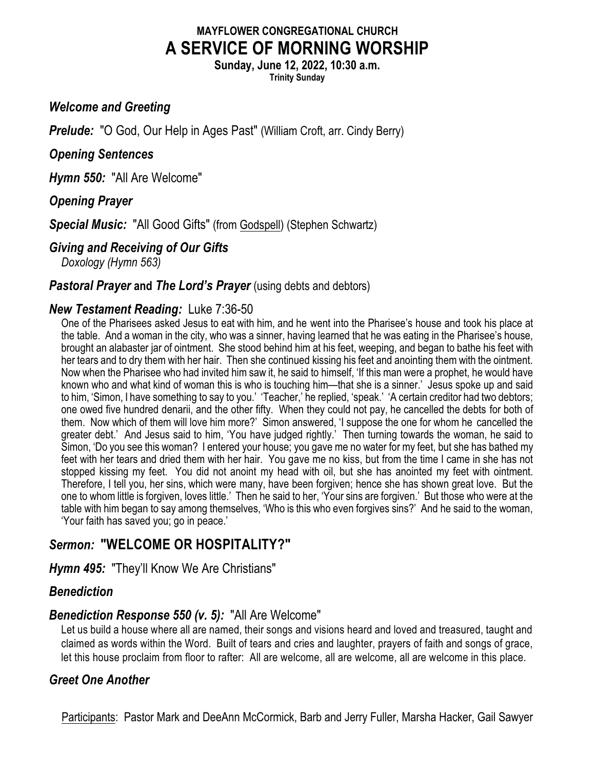**MAYFLOWER CONGREGATIONAL CHURCH**

# A SERVICE OF MORNING WORSHIP

**Sunday, June 12, 2022, 10:30 a.m.**

**Trinity Sunday**

***Welcome and Greeting***

***Prelude:*** "O God, Our Help in Ages Past" (William Croft, arr. Cindy Berry)

***Opening Sentences***

***Hymn 550:*** "All Are Welcome"

***Opening Prayer***

***Special Music:*** "All Good Gifts" (from Godspell) (Stephen Schwartz)

***Giving and Receiving of Our Gifts***

*Doxology (Hymn 563)*

***Pastoral Prayer* and *The Lord's Prayer*** (using debts and debtors)

***New Testament Reading:*** Luke 7:36-50

One of the Pharisees asked Jesus to eat with him, and he went into the Pharisee's house and took his place at the table. And a woman in the city, who was a sinner, having learned that he was eating in the Pharisee's house, brought an alabaster jar of ointment. She stood behind him at his feet, weeping, and began to bathe his feet with her tears and to dry them with her hair. Then she continued kissing his feet and anointing them with the ointment. Now when the Pharisee who had invited him saw it, he said to himself, 'If this man were a prophet, he would have known who and what kind of woman this is who is touching him—that she is a sinner.' Jesus spoke up and said to him, 'Simon, I have something to say to you.' 'Teacher,' he replied, 'speak.' 'A certain creditor had two debtors; one owed five hundred denarii, and the other fifty. When they could not pay, he cancelled the debts for both of them. Now which of them will love him more?' Simon answered, 'I suppose the one for whom he cancelled the greater debt.' And Jesus said to him, 'You have judged rightly.' Then turning towards the woman, he said to Simon, 'Do you see this woman? I entered your house; you gave me no water for my feet, but she has bathed my feet with her tears and dried them with her hair. You gave me no kiss, but from the time I came in she has not stopped kissing my feet. You did not anoint my head with oil, but she has anointed my feet with ointment. Therefore, I tell you, her sins, which were many, have been forgiven; hence she has shown great love. But the one to whom little is forgiven, loves little.' Then he said to her, 'Your sins are forgiven.' But those who were at the table with him began to say among themselves, 'Who is this who even forgives sins?' And he said to the woman, 'Your faith has saved you; go in peace.'

## *Sermon:* "WELCOME OR HOSPITALITY?"

***Hymn 495:*** "They'll Know We Are Christians"

***Benediction***

***Benediction Response 550 (v. 5):*** "All Are Welcome"

Let us build a house where all are named, their songs and visions heard and loved and treasured, taught and claimed as words within the Word. Built of tears and cries and laughter, prayers of faith and songs of grace, let this house proclaim from floor to rafter: All are welcome, all are welcome, all are welcome in this place.

***Greet One Another***

Participants: Pastor Mark and DeeAnn McCormick, Barb and Jerry Fuller, Marsha Hacker, Gail Sawyer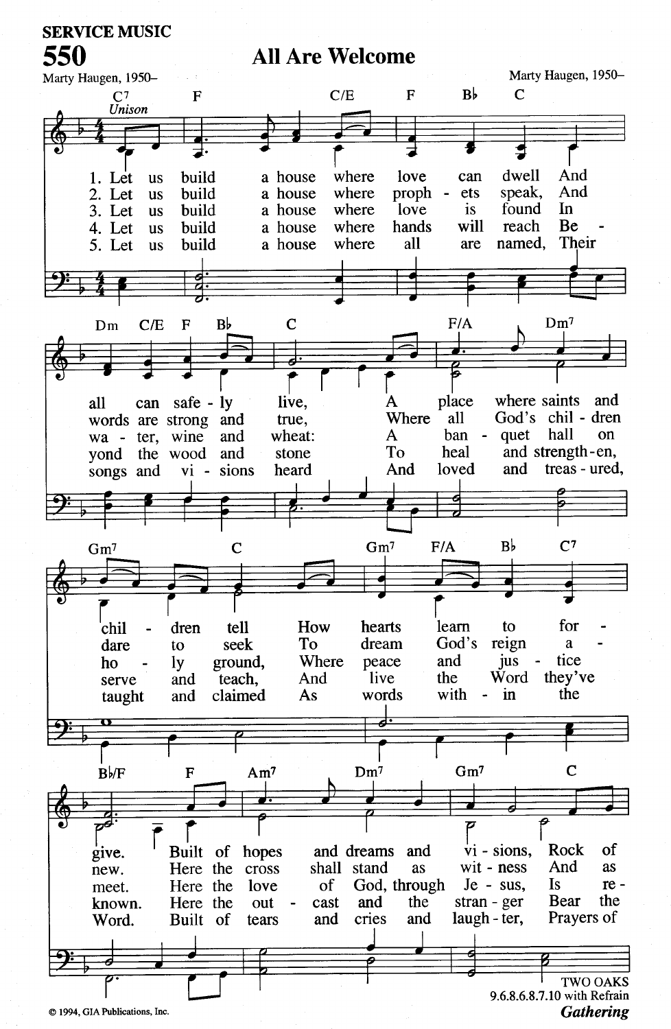SERVICE MUSIC

# 550 All Are Welcome

Marty Haugen, 1950– | Marty Haugen, 1950–

*Unison*

1. Let us build a house where love can dwell And all can safe - ly live, A place where saints and chil - dren tell How hearts learn to for - give. Built of hopes and dreams and vi - sions, Rock of
2. Let us build a house where proph - ets speak, And words are strong and true, Where all God's chil - dren dare to seek To dream God's reign a - new. Here the cross shall stand as wit - ness And as
3. Let us build a house where love is found In wa - ter, wine and wheat: A ban - quet hall on ho - ly ground, Where peace and jus - tice meet. Here the love of God, through Je - sus, Is re -
4. Let us build a house where hands will reach Be - yond the wood and stone To heal and strength-en, serve and teach, And live the Word they've known. Here the out - cast and the stran - ger Bear the
5. Let us build a house where all are named, Their songs and vi - sions heard And loved and treas - ured, taught and claimed As words with - in the Word. Built of tears and cries and laugh - ter, Prayers of

TWO OAKS
9.6.8.6.8.7.10 with Refrain

*Gathering*

© 1994, GIA Publications, Inc.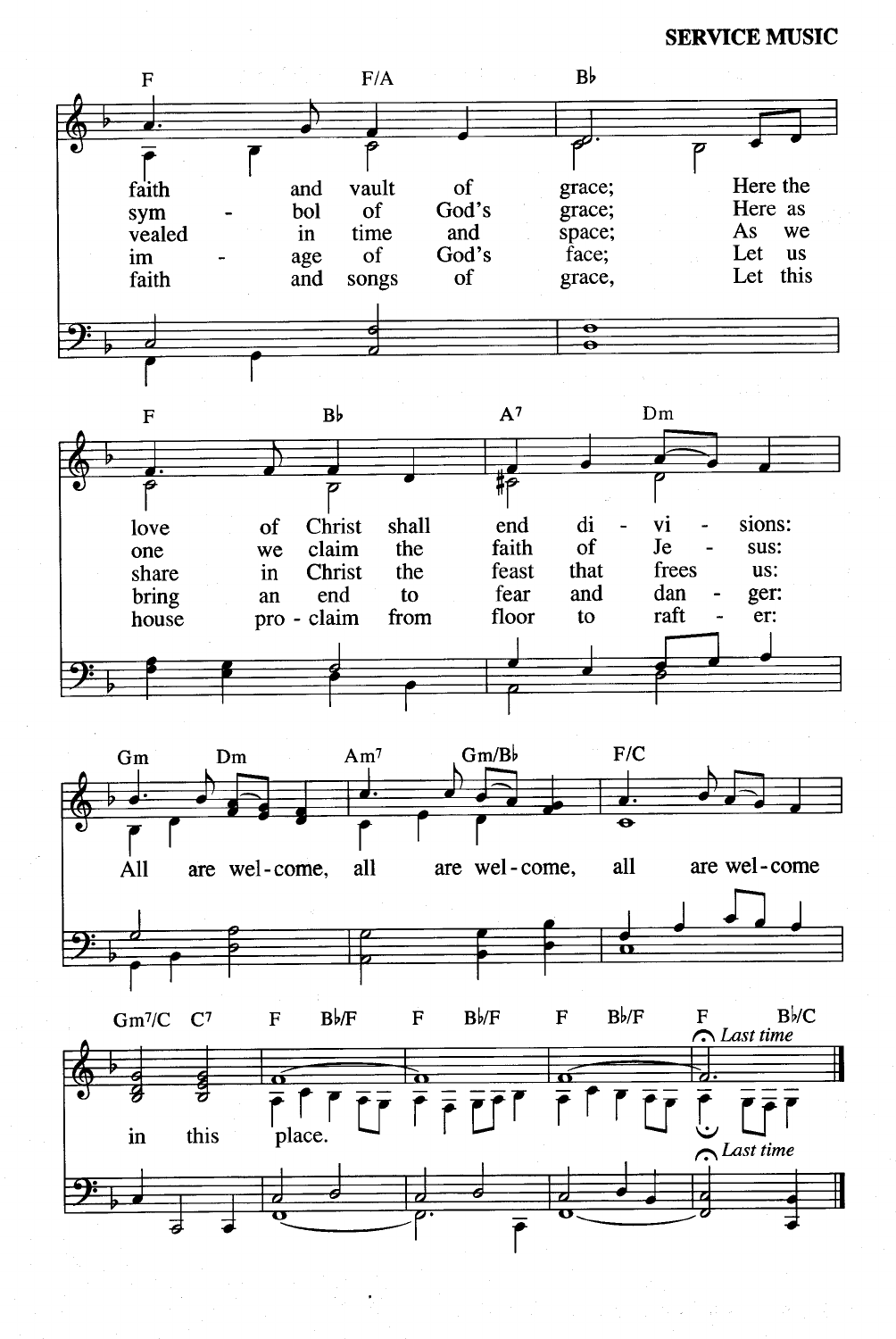faith and vault of grace; Here the
sym - bol of God's grace; Here as
vealed in time and space; As we
im - age of God's face; Let us
faith and songs of grace, Let this

love of Christ shall end di - vi - sions:
one we claim the faith of Je - sus:
share in Christ the feast that frees us:
bring an end to fear and dan - ger:
house pro - claim from floor to raft - er:

All are wel - come, all are wel - come, all are wel - come

in this place.

*Last time*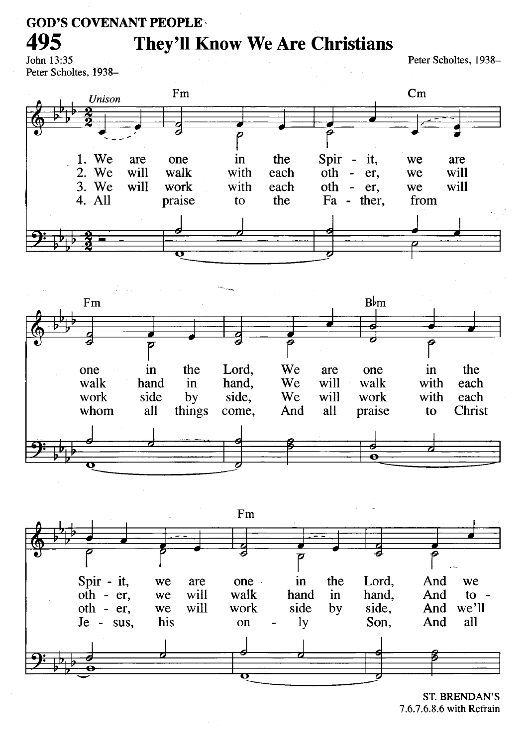GOD'S COVENANT PEOPLE

# 495 They'll Know We Are Christians

John 13:35
Peter Scholtes, 1938–

Peter Scholtes, 1938–

*Unison*

Fm Cm Fm B♭m Fm

1. We are one in the Spir - it, we are one in the Lord, We are one in the Spir - it, we are one in the Lord, And we
2. We will walk with each oth - er, we will walk hand in hand, We will walk with each oth - er, we will walk hand in hand, And to -
3. We will work with each oth - er, we will work side by side, We will work with each oth - er, we will work side by side, And we'll
4. All praise to the Fa - ther, from whom all things come, And all praise to Christ Je - sus, his on - ly Son, And all

ST. BRENDAN'S
7.6.7.6.8.6 with Refrain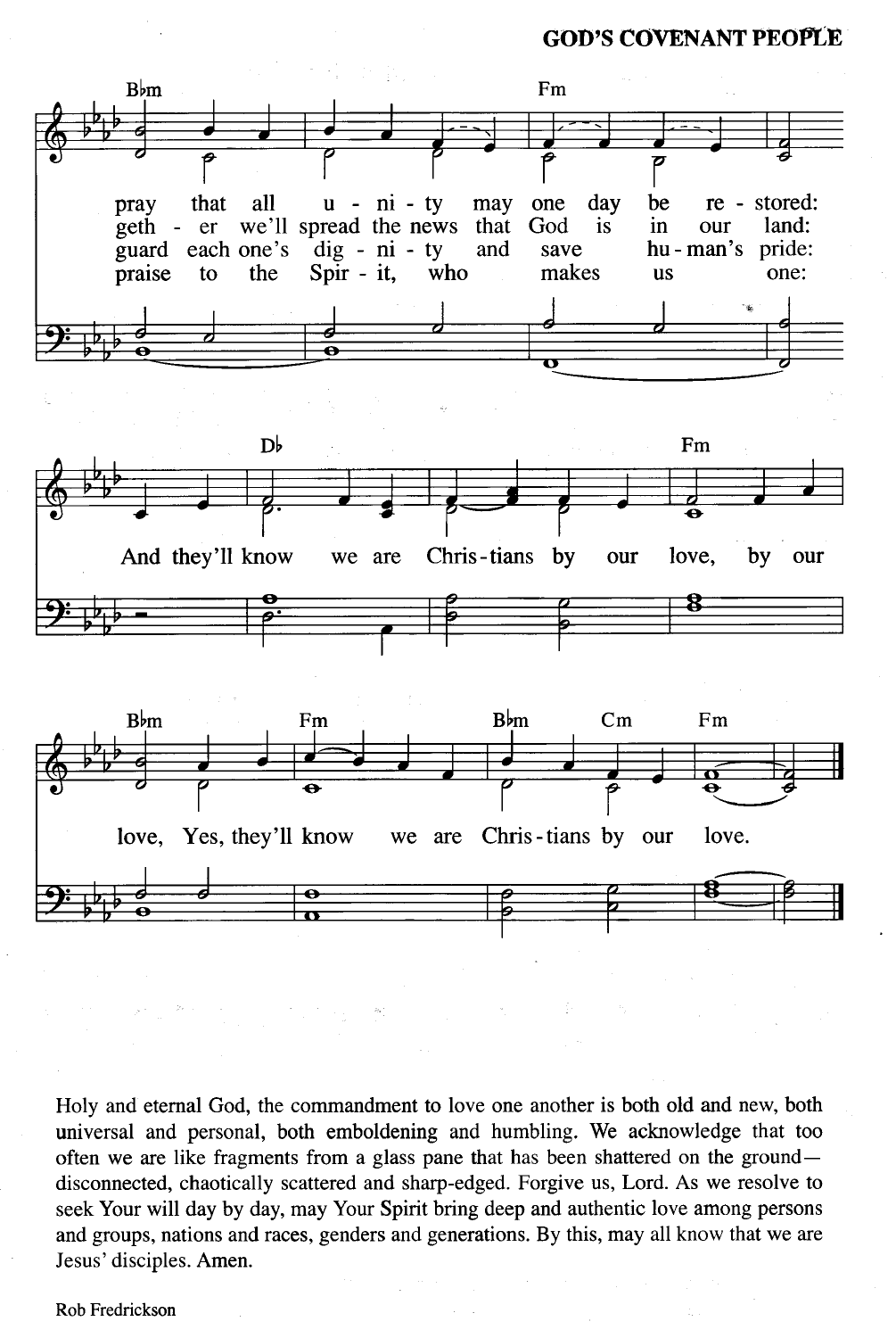pray that all u - ni - ty may one day be re - stored:
geth - er we'll spread the news that God is in our land:
guard each one's dig - ni - ty and save hu - man's pride:
praise to the Spir - it, who makes us one:

And they'll know we are Chris - tians by our love, by our love, Yes, they'll know we are Chris - tians by our love.

Holy and eternal God, the commandment to love one another is both old and new, both universal and personal, both emboldening and humbling. We acknowledge that too often we are like fragments from a glass pane that has been shattered on the ground—disconnected, chaotically scattered and sharp-edged. Forgive us, Lord. As we resolve to seek Your will day by day, may Your Spirit bring deep and authentic love among persons and groups, nations and races, genders and generations. By this, may all know that we are Jesus' disciples. Amen.

Rob Fredrickson